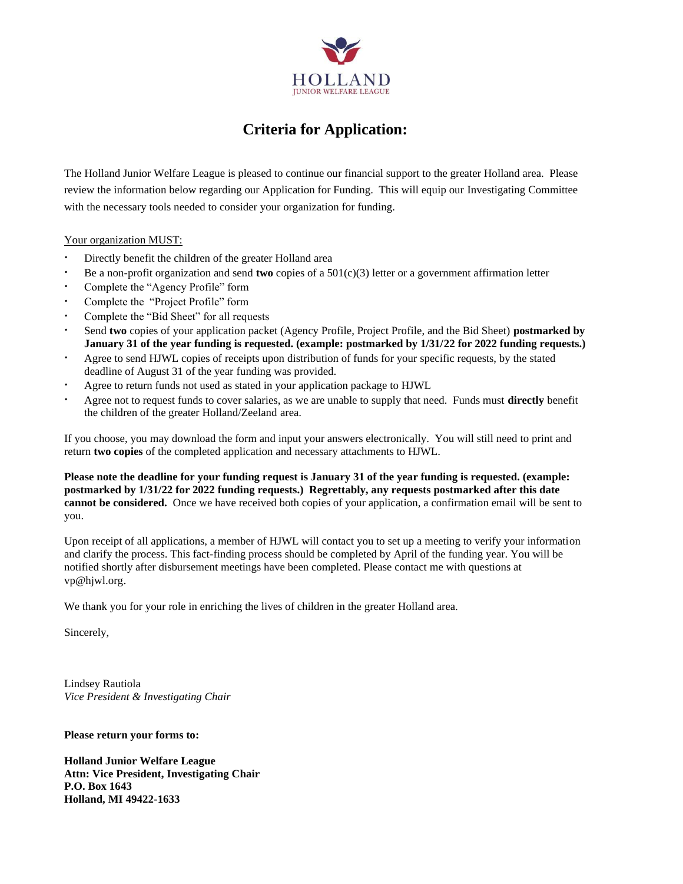HOLLAND
JUNIOR WELFARE LEAGUE

# Criteria for Application:

The Holland Junior Welfare League is pleased to continue our financial support to the greater Holland area. Please review the information below regarding our Application for Funding. This will equip our Investigating Committee with the necessary tools needed to consider your organization for funding.

Your organization MUST:

- Directly benefit the children of the greater Holland area
- Be a non-profit organization and send **two** copies of a 501(c)(3) letter or a government affirmation letter
- Complete the "Agency Profile" form
- Complete the "Project Profile" form
- Complete the "Bid Sheet" for all requests
- Send **two** copies of your application packet (Agency Profile, Project Profile, and the Bid Sheet) **postmarked by January 31 of the year funding is requested. (example: postmarked by 1/31/22 for 2022 funding requests.)**
- Agree to send HJWL copies of receipts upon distribution of funds for your specific requests, by the stated deadline of August 31 of the year funding was provided.
- Agree to return funds not used as stated in your application package to HJWL
- Agree not to request funds to cover salaries, as we are unable to supply that need. Funds must **directly** benefit the children of the greater Holland/Zeeland area.

If you choose, you may download the form and input your answers electronically. You will still need to print and return **two copies** of the completed application and necessary attachments to HJWL.

**Please note the deadline for your funding request is January 31 of the year funding is requested. (example: postmarked by 1/31/22 for 2022 funding requests.) Regrettably, any requests postmarked after this date cannot be considered.** Once we have received both copies of your application, a confirmation email will be sent to you.

Upon receipt of all applications, a member of HJWL will contact you to set up a meeting to verify your information and clarify the process. This fact-finding process should be completed by April of the funding year. You will be notified shortly after disbursement meetings have been completed. Please contact me with questions at vp@hjwl.org.

We thank you for your role in enriching the lives of children in the greater Holland area.

Sincerely,

Lindsey Rautiola
*Vice President & Investigating Chair*

**Please return your forms to:**

**Holland Junior Welfare League**
**Attn: Vice President, Investigating Chair**
**P.O. Box 1643**
**Holland, MI 49422-1633**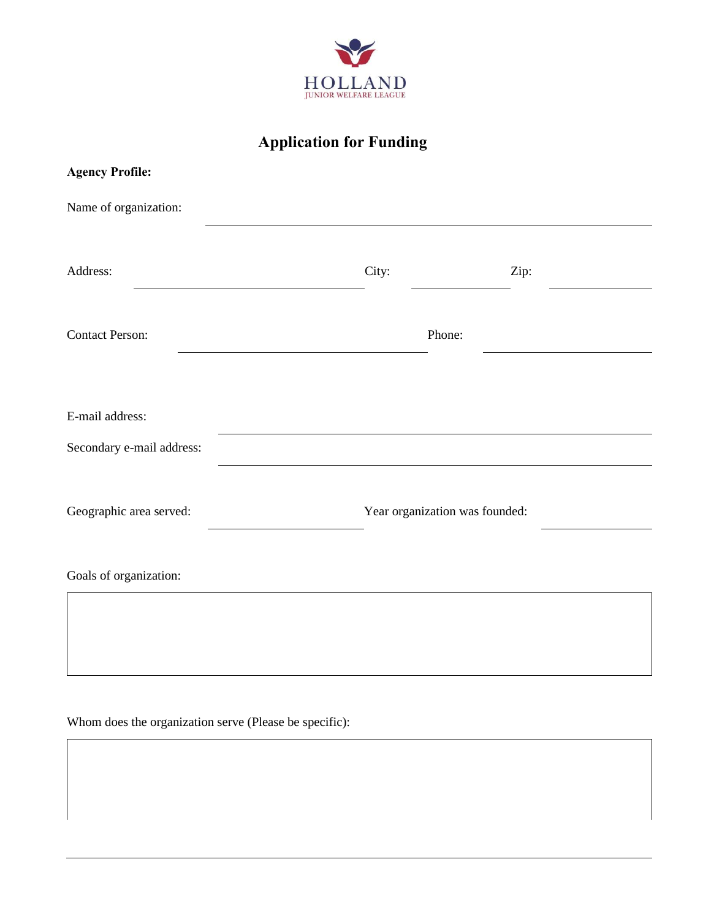HOLLAND
JUNIOR WELFARE LEAGUE

# Application for Funding

**Agency Profile:**

Name of organization: ______________________________

Address: ______________________ City: ____________ Zip: ____________

Contact Person: ______________________ Phone: ____________

E-mail address: ______________________________

Secondary e-mail address: ______________________________

Geographic area served: ______________ Year organization was founded: ____________

Goals of organization:

Whom does the organization serve (Please be specific):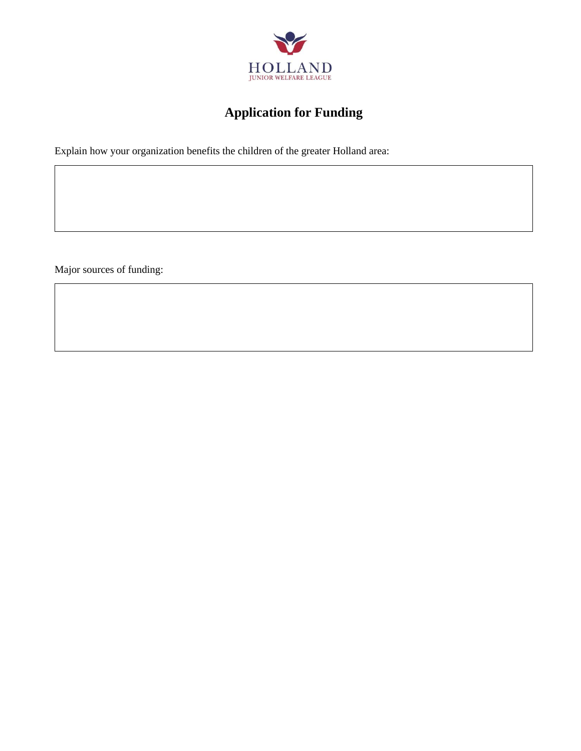HOLLAND
JUNIOR WELFARE LEAGUE

# Application for Funding

Explain how your organization benefits the children of the greater Holland area:

Major sources of funding: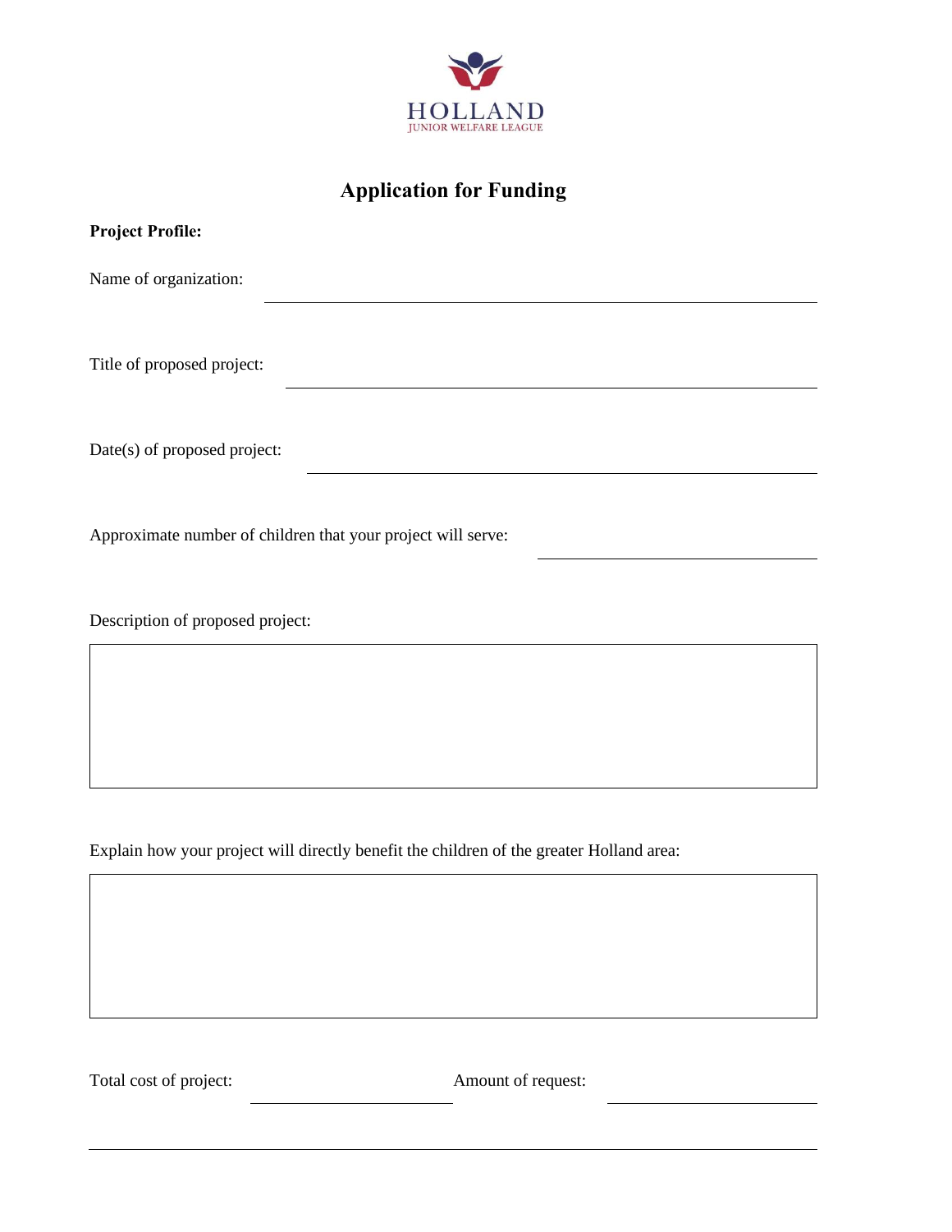HOLLAND
JUNIOR WELFARE LEAGUE

# Application for Funding

**Project Profile:**

Name of organization: ______________________________

Title of proposed project: ______________________________

Date(s) of proposed project: ______________________________

Approximate number of children that your project will serve: ______________

Description of proposed project:

Explain how your project will directly benefit the children of the greater Holland area:

Total cost of project: ______________ Amount of request: ______________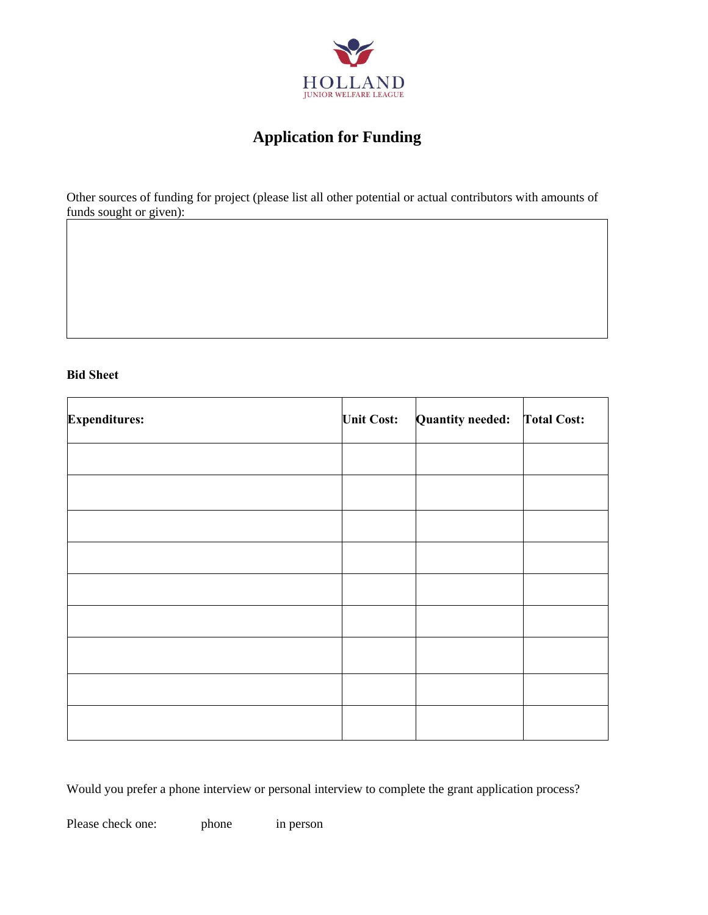HOLLAND
JUNIOR WELFARE LEAGUE

# Application for Funding

Other sources of funding for project (please list all other potential or actual contributors with amounts of funds sought or given):

**Bid Sheet**

| **Expenditures:** | **Unit Cost:** | **Quantity needed:** | **Total Cost:** |
|---|---|---|---|
| | | | |
| | | | |
| | | | |
| | | | |
| | | | |
| | | | |
| | | | |
| | | | |
| | | | |

Would you prefer a phone interview or personal interview to complete the grant application process?

Please check one: phone in person